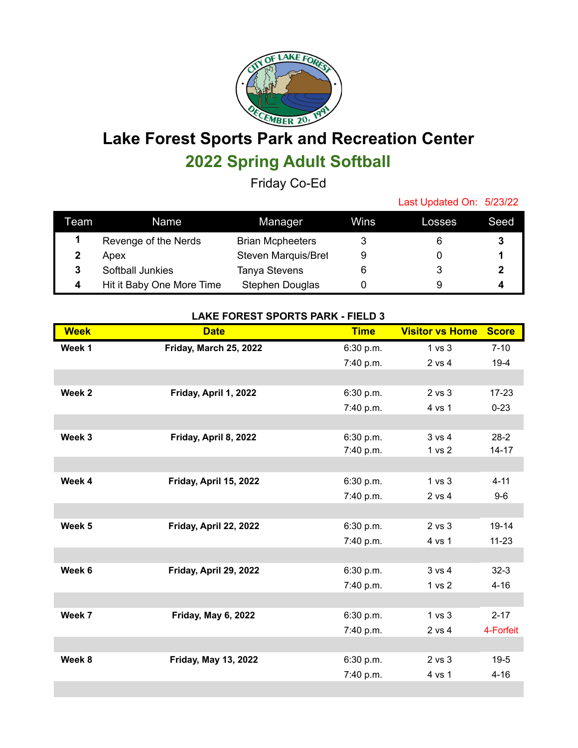# Lake Forest Sports Park and Recreation Center

## 2022 Spring Adult Softball

Friday Co-Ed

Last Updated On: 5/23/22

| Team | Name | Manager | Wins | Losses | Seed |
|---|---|---|---|---|---|
| 1 | Revenge of the Nerds | Brian Mcpheeters | 3 | 6 | 3 |
| 2 | Apex | Steven Marquis/Bret | 9 | 0 | 1 |
| 3 | Softball Junkies | Tanya Stevens | 6 | 3 | 2 |
| 4 | Hit it Baby One More Time | Stephen Douglas | 0 | 9 | 4 |

**LAKE FOREST SPORTS PARK - FIELD 3**

| Week | Date | Time | Visitor vs Home | Score |
|---|---|---|---|---|
| **Week 1** | **Friday, March 25, 2022** | 6:30 p.m. | 1 vs 3 | 7-10 |
| | | 7:40 p.m. | 2 vs 4 | 19-4 |
| **Week 2** | **Friday, April 1, 2022** | 6:30 p.m. | 2 vs 3 | 17-23 |
| | | 7:40 p.m. | 4 vs 1 | 0-23 |
| **Week 3** | **Friday, April 8, 2022** | 6:30 p.m. | 3 vs 4 | 28-2 |
| | | 7:40 p.m. | 1 vs 2 | 14-17 |
| **Week 4** | **Friday, April 15, 2022** | 6:30 p.m. | 1 vs 3 | 4-11 |
| | | 7:40 p.m. | 2 vs 4 | 9-6 |
| **Week 5** | **Friday, April 22, 2022** | 6:30 p.m. | 2 vs 3 | 19-14 |
| | | 7:40 p.m. | 4 vs 1 | 11-23 |
| **Week 6** | **Friday, April 29, 2022** | 6:30 p.m. | 3 vs 4 | 32-3 |
| | | 7:40 p.m. | 1 vs 2 | 4-16 |
| **Week 7** | **Friday, May 6, 2022** | 6:30 p.m. | 1 vs 3 | 2-17 |
| | | 7:40 p.m. | 2 vs 4 | 4-Forfeit |
| **Week 8** | **Friday, May 13, 2022** | 6:30 p.m. | 2 vs 3 | 19-5 |
| | | 7:40 p.m. | 4 vs 1 | 4-16 |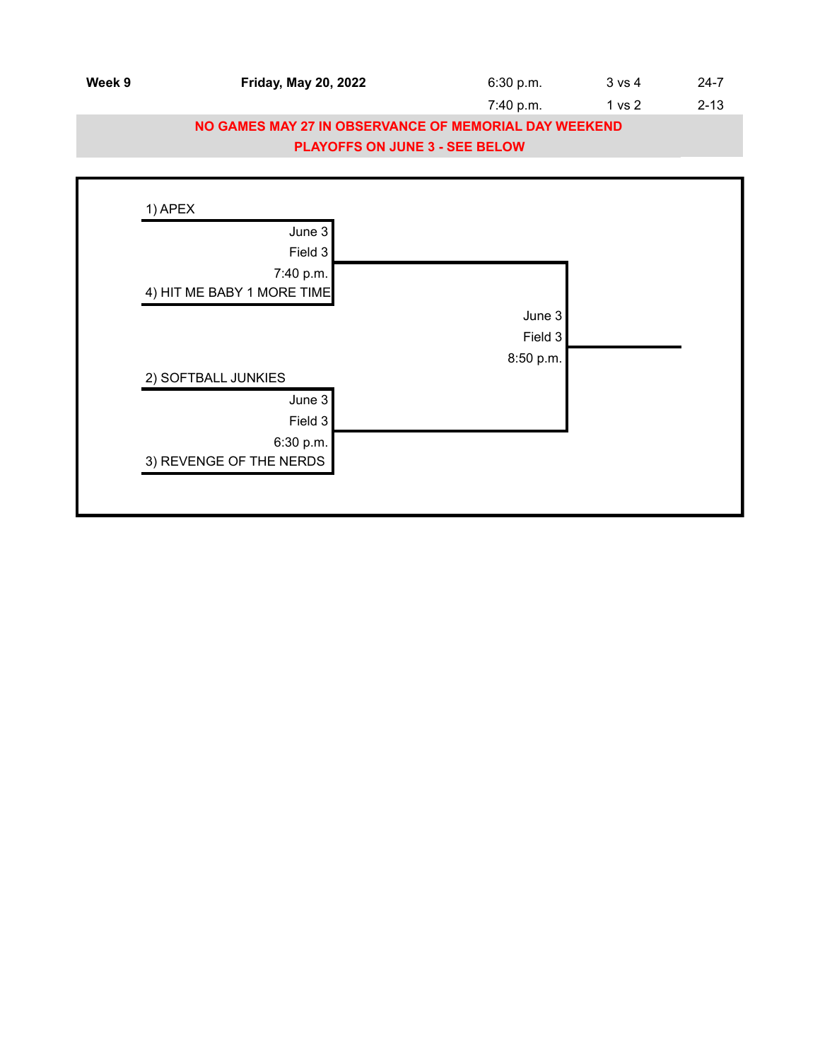| | | | | |
|---|---|---|---|---|
| **Week 9** | **Friday, May 20, 2022** | 6:30 p.m. | 3 vs 4 | 24-7 |
| | | 7:40 p.m. | 1 vs 2 | 2-13 |

**NO GAMES MAY 27 IN OBSERVANCE OF MEMORIAL DAY WEEKEND**

**PLAYOFFS ON JUNE 3 - SEE BELOW**

1) APEX
June 3
Field 3
7:40 p.m.
4) HIT ME BABY 1 MORE TIME

June 3
Field 3
8:50 p.m.

2) SOFTBALL JUNKIES
June 3
Field 3
6:30 p.m.
3) REVENGE OF THE NERDS